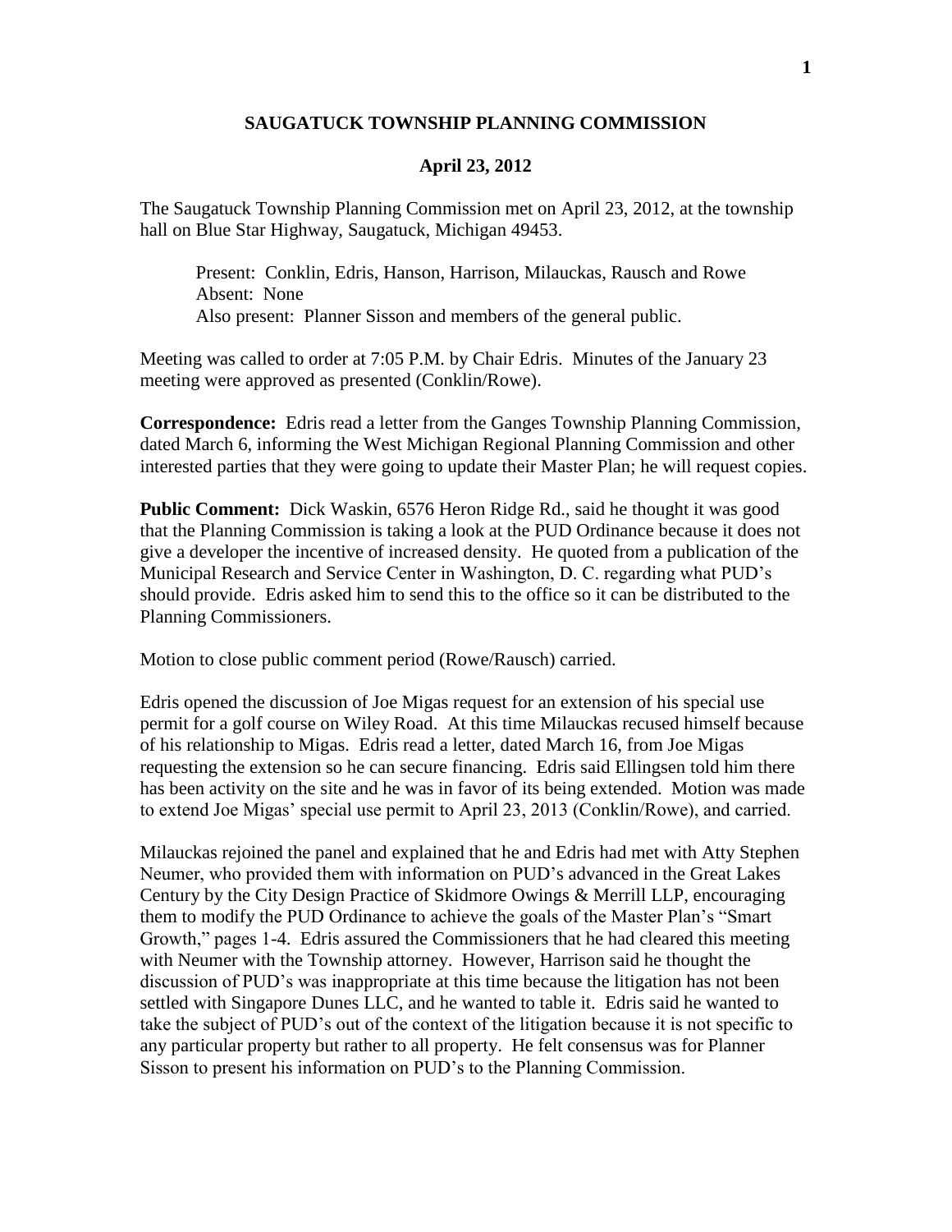# SAUGATUCK TOWNSHIP PLANNING COMMISSION

## April 23, 2012

The Saugatuck Township Planning Commission met on April 23, 2012, at the township hall on Blue Star Highway, Saugatuck, Michigan 49453.

> Present: Conklin, Edris, Hanson, Harrison, Milauckas, Rausch and Rowe
> Absent: None
> Also present: Planner Sisson and members of the general public.

Meeting was called to order at 7:05 P.M. by Chair Edris. Minutes of the January 23 meeting were approved as presented (Conklin/Rowe).

**Correspondence:** Edris read a letter from the Ganges Township Planning Commission, dated March 6, informing the West Michigan Regional Planning Commission and other interested parties that they were going to update their Master Plan; he will request copies.

**Public Comment:** Dick Waskin, 6576 Heron Ridge Rd., said he thought it was good that the Planning Commission is taking a look at the PUD Ordinance because it does not give a developer the incentive of increased density. He quoted from a publication of the Municipal Research and Service Center in Washington, D. C. regarding what PUD's should provide. Edris asked him to send this to the office so it can be distributed to the Planning Commissioners.

Motion to close public comment period (Rowe/Rausch) carried.

Edris opened the discussion of Joe Migas request for an extension of his special use permit for a golf course on Wiley Road. At this time Milauckas recused himself because of his relationship to Migas. Edris read a letter, dated March 16, from Joe Migas requesting the extension so he can secure financing. Edris said Ellingsen told him there has been activity on the site and he was in favor of its being extended. Motion was made to extend Joe Migas' special use permit to April 23, 2013 (Conklin/Rowe), and carried.

Milauckas rejoined the panel and explained that he and Edris had met with Atty Stephen Neumer, who provided them with information on PUD's advanced in the Great Lakes Century by the City Design Practice of Skidmore Owings & Merrill LLP, encouraging them to modify the PUD Ordinance to achieve the goals of the Master Plan's "Smart Growth," pages 1-4. Edris assured the Commissioners that he had cleared this meeting with Neumer with the Township attorney. However, Harrison said he thought the discussion of PUD's was inappropriate at this time because the litigation has not been settled with Singapore Dunes LLC, and he wanted to table it. Edris said he wanted to take the subject of PUD's out of the context of the litigation because it is not specific to any particular property but rather to all property. He felt consensus was for Planner Sisson to present his information on PUD's to the Planning Commission.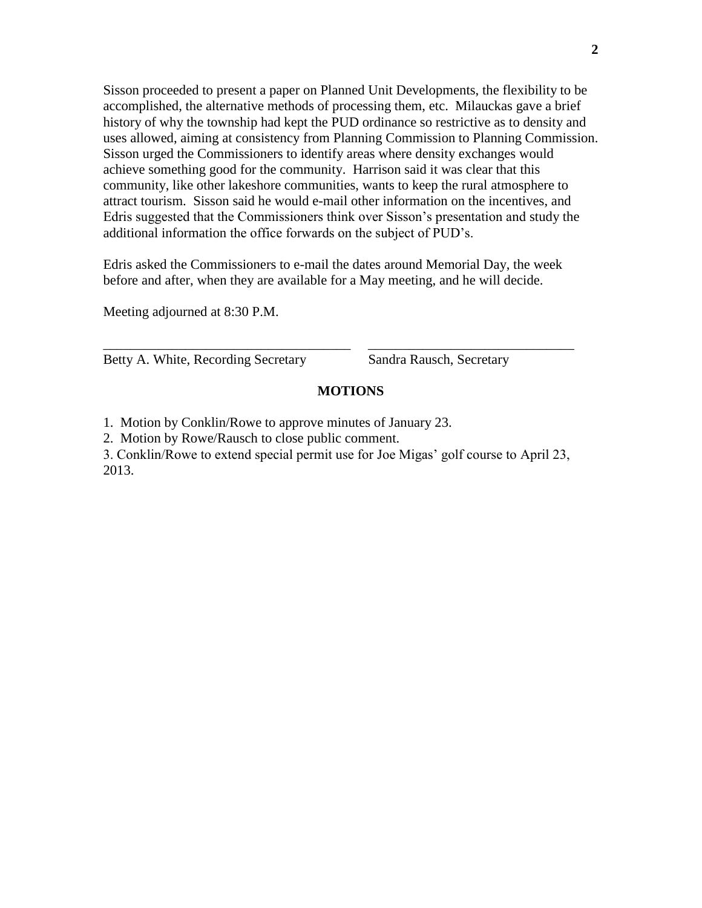Sisson proceeded to present a paper on Planned Unit Developments, the flexibility to be accomplished, the alternative methods of processing them, etc. Milauckas gave a brief history of why the township had kept the PUD ordinance so restrictive as to density and uses allowed, aiming at consistency from Planning Commission to Planning Commission. Sisson urged the Commissioners to identify areas where density exchanges would achieve something good for the community. Harrison said it was clear that this community, like other lakeshore communities, wants to keep the rural atmosphere to attract tourism. Sisson said he would e-mail other information on the incentives, and Edris suggested that the Commissioners think over Sisson's presentation and study the additional information the office forwards on the subject of PUD's.

Edris asked the Commissioners to e-mail the dates around Memorial Day, the week before and after, when they are available for a May meeting, and he will decide.

Meeting adjourned at 8:30 P.M.

\_\_\_\_\_\_\_\_\_\_\_\_\_\_\_\_\_\_\_\_\_\_\_\_\_\_\_\_\_\_\_\_\_\_\_\_ \_\_\_\_\_\_\_\_\_\_\_\_\_\_\_\_\_\_\_\_\_\_\_\_\_\_\_\_\_\_\_\_

Betty A. White, Recording Secretary Sandra Rausch, Secretary

## MOTIONS

1. Motion by Conklin/Rowe to approve minutes of January 23.
2. Motion by Rowe/Rausch to close public comment.
3. Conklin/Rowe to extend special permit use for Joe Migas' golf course to April 23, 2013.